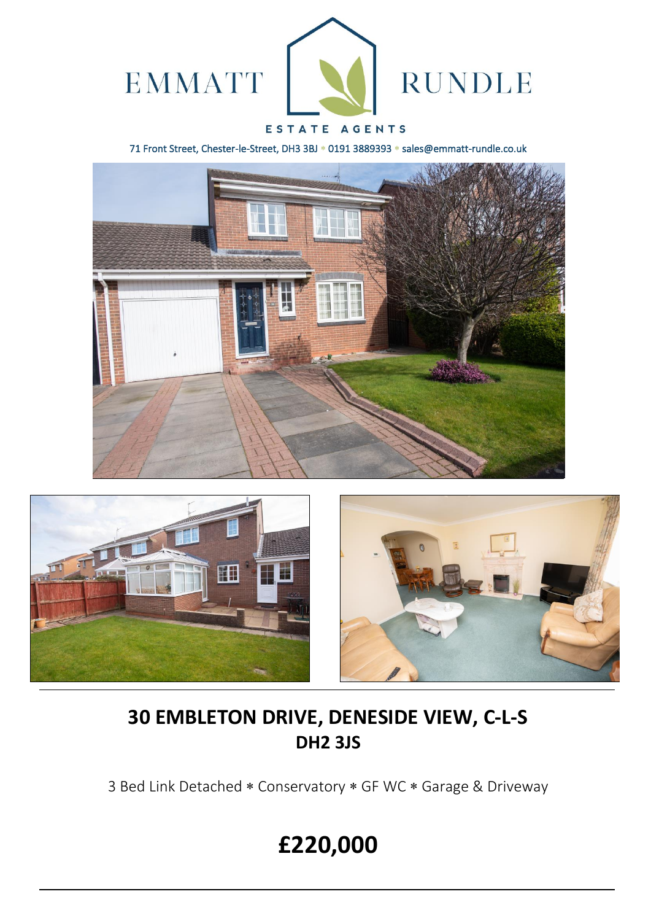EMMATT RUNDLE

ESTATE AGENTS

71 Front Street, Chester-le-Street, DH3 3BJ * 0191 3889393 * sales@emmatt-rundle.co.uk

## 30 EMBLETON DRIVE, DENESIDE VIEW, C-L-S
## DH2 3JS

3 Bed Link Detached ∗ Conservatory ∗ GF WC ∗ Garage & Driveway

# £220,000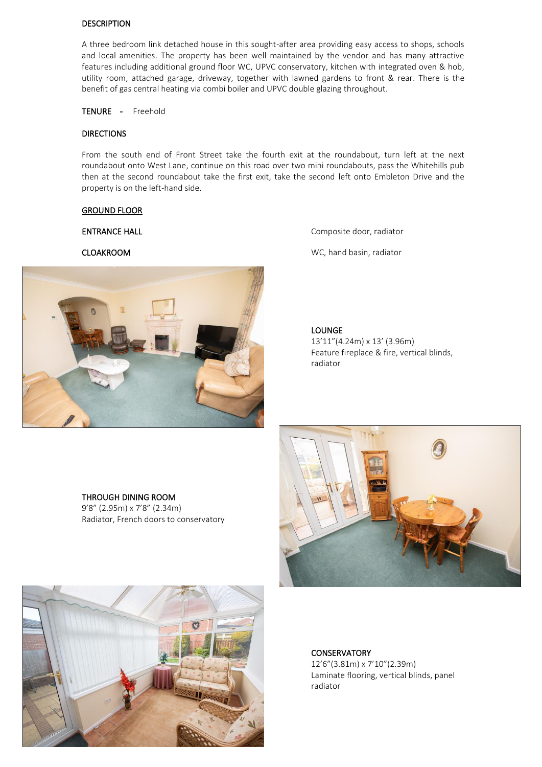## DESCRIPTION

A three bedroom link detached house in this sought-after area providing easy access to shops, schools and local amenities. The property has been well maintained by the vendor and has many attractive features including additional ground floor WC, UPVC conservatory, kitchen with integrated oven & hob, utility room, attached garage, driveway, together with lawned gardens to front & rear. There is the benefit of gas central heating via combi boiler and UPVC double glazing throughout.

**TENURE** - Freehold

## DIRECTIONS

From the south end of Front Street take the fourth exit at the roundabout, turn left at the next roundabout onto West Lane, continue on this road over two mini roundabouts, pass the Whitehills pub then at the second roundabout take the first exit, take the second left onto Embleton Drive and the property is on the left-hand side.

## GROUND FLOOR

**ENTRANCE HALL**
Composite door, radiator

**CLOAKROOM**
WC, hand basin, radiator

**LOUNGE**
13'11"(4.24m) x 13' (3.96m)
Feature fireplace & fire, vertical blinds, radiator

**THROUGH DINING ROOM**
9'8" (2.95m) x 7'8" (2.34m)
Radiator, French doors to conservatory

**CONSERVATORY**
12'6"(3.81m) x 7'10"(2.39m)
Laminate flooring, vertical blinds, panel radiator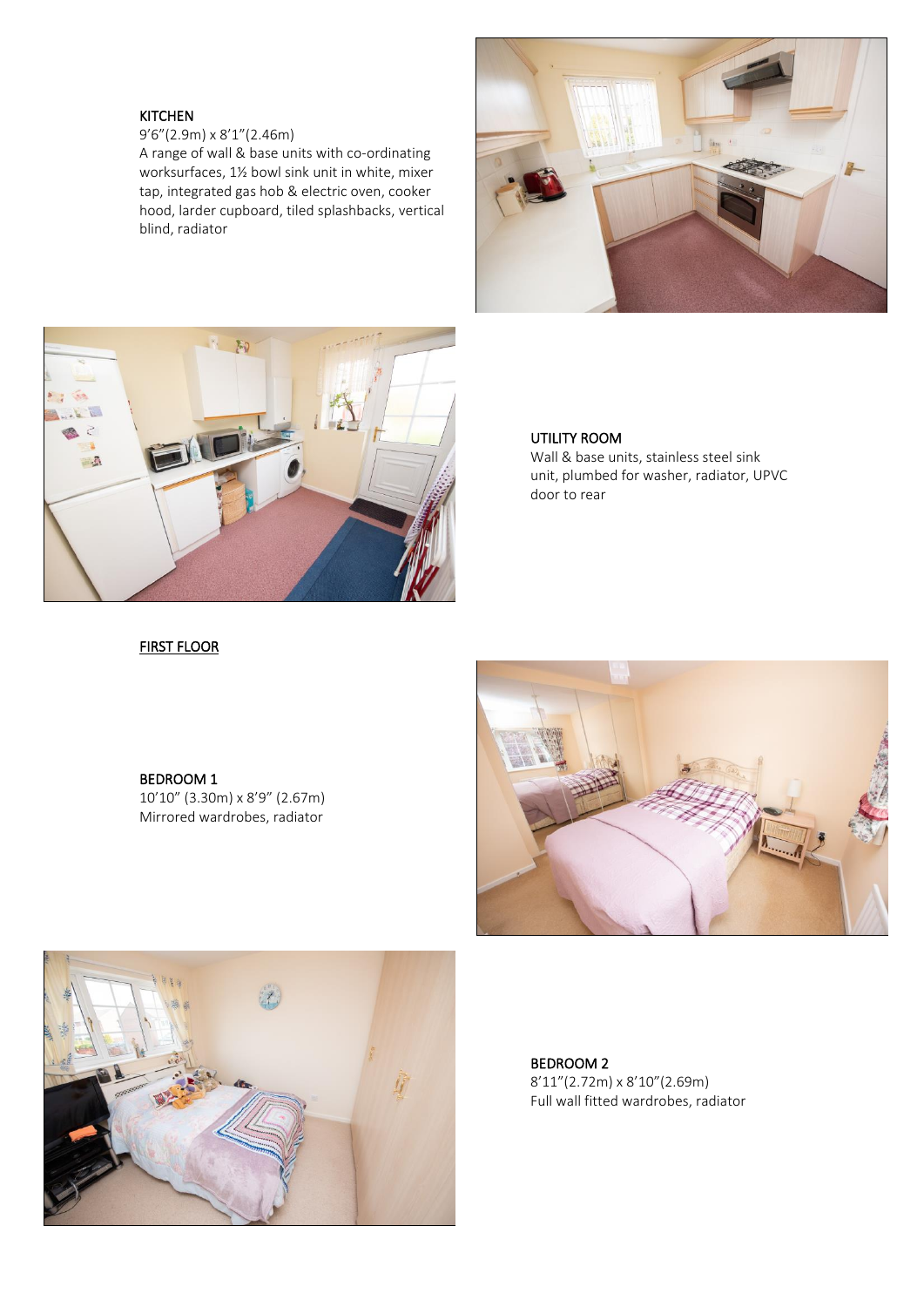### KITCHEN

9'6"(2.9m) x 8'1"(2.46m)
A range of wall & base units with co-ordinating worksurfaces, 1½ bowl sink unit in white, mixer tap, integrated gas hob & electric oven, cooker hood, larder cupboard, tiled splashbacks, vertical blind, radiator

### UTILITY ROOM

Wall & base units, stainless steel sink unit, plumbed for washer, radiator, UPVC door to rear

## FIRST FLOOR

### BEDROOM 1

10'10" (3.30m) x 8'9" (2.67m)
Mirrored wardrobes, radiator

### BEDROOM 2

8'11"(2.72m) x 8'10"(2.69m)
Full wall fitted wardrobes, radiator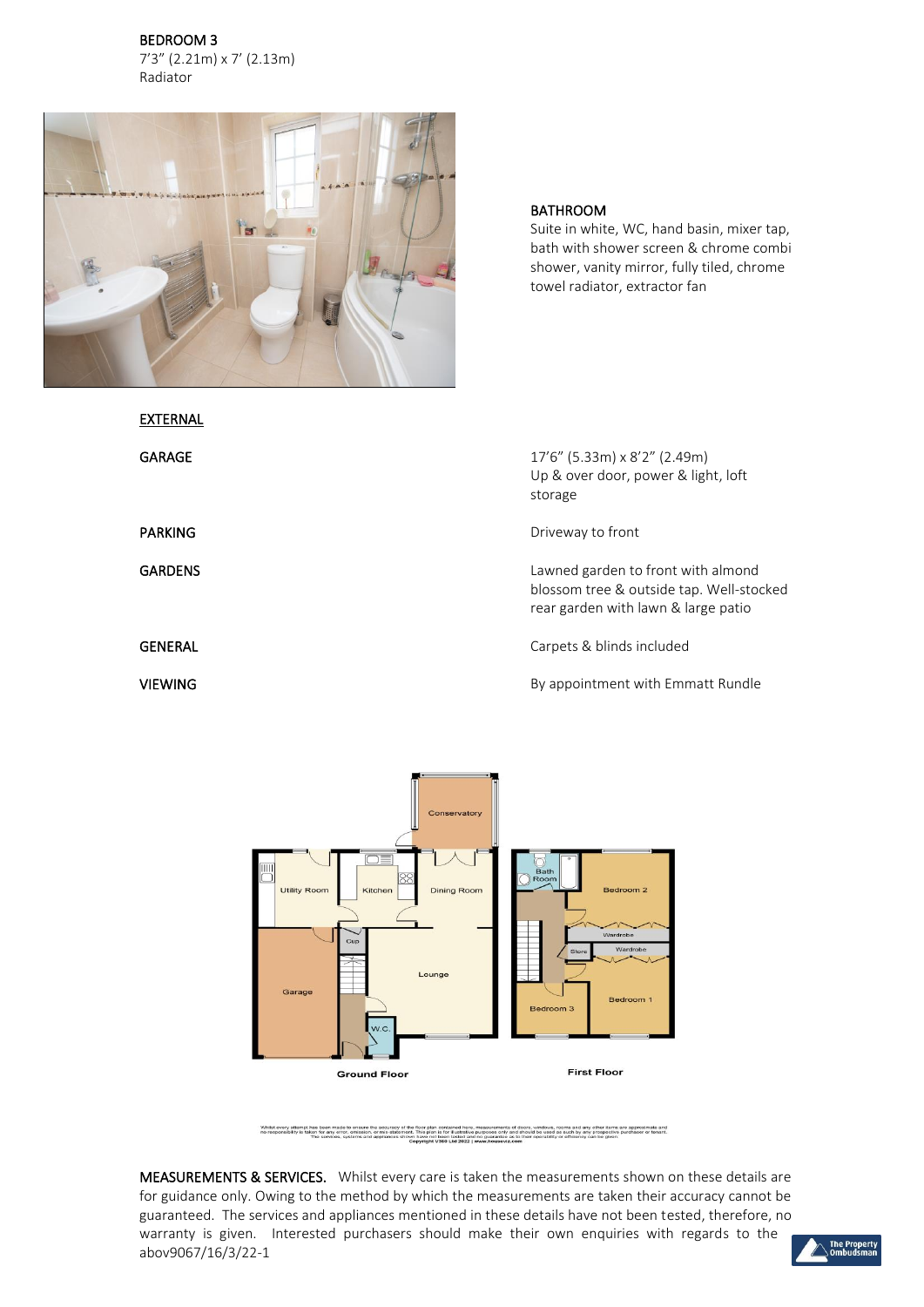BEDROOM 3
7'3" (2.21m) x 7' (2.13m)
Radiator

BATHROOM
Suite in white, WC, hand basin, mixer tap, bath with shower screen & chrome combi shower, vanity mirror, fully tiled, chrome towel radiator, extractor fan

EXTERNAL

| | |
|---|---|
| GARAGE | 17'6" (5.33m) x 8'2" (2.49m) Up & over door, power & light, loft storage |
| PARKING | Driveway to front |
| GARDENS | Lawned garden to front with almond blossom tree & outside tap. Well-stocked rear garden with lawn & large patio |
| GENERAL | Carpets & blinds included |
| VIEWING | By appointment with Emmatt Rundle |

Conservatory
Utility Room
Kitchen
Dining Room
Cup
Lounge
Garage
W.C.
Ground Floor

Bath Room
Bedroom 2
Wardrobe
Store
Wardrobe
Bedroom 3
Bedroom 1
First Floor

Whilst every attempt has been made to ensure the accuracy of the floor plan contained here, measurements of doors, windows, rooms and any other items are approximate and no responsibility is taken for any error, omission, or mis-statement. This plan is for illustrative purposes only and should be used as such by any prospective purchaser or tenant. The services, systems and appliances shown have not been tested and no guarantee as to their operability or efficiency can be given.
Copyright V360 Ltd 2022 | www.houseviz.com

**MEASUREMENTS & SERVICES.** Whilst every care is taken the measurements shown on these details are for guidance only. Owing to the method by which the measurements are taken their accuracy cannot be guaranteed. The services and appliances mentioned in these details have not been tested, therefore, no warranty is given. Interested purchasers should make their own enquiries with regards to the

abov9067/16/3/22-1

The Property Ombudsman